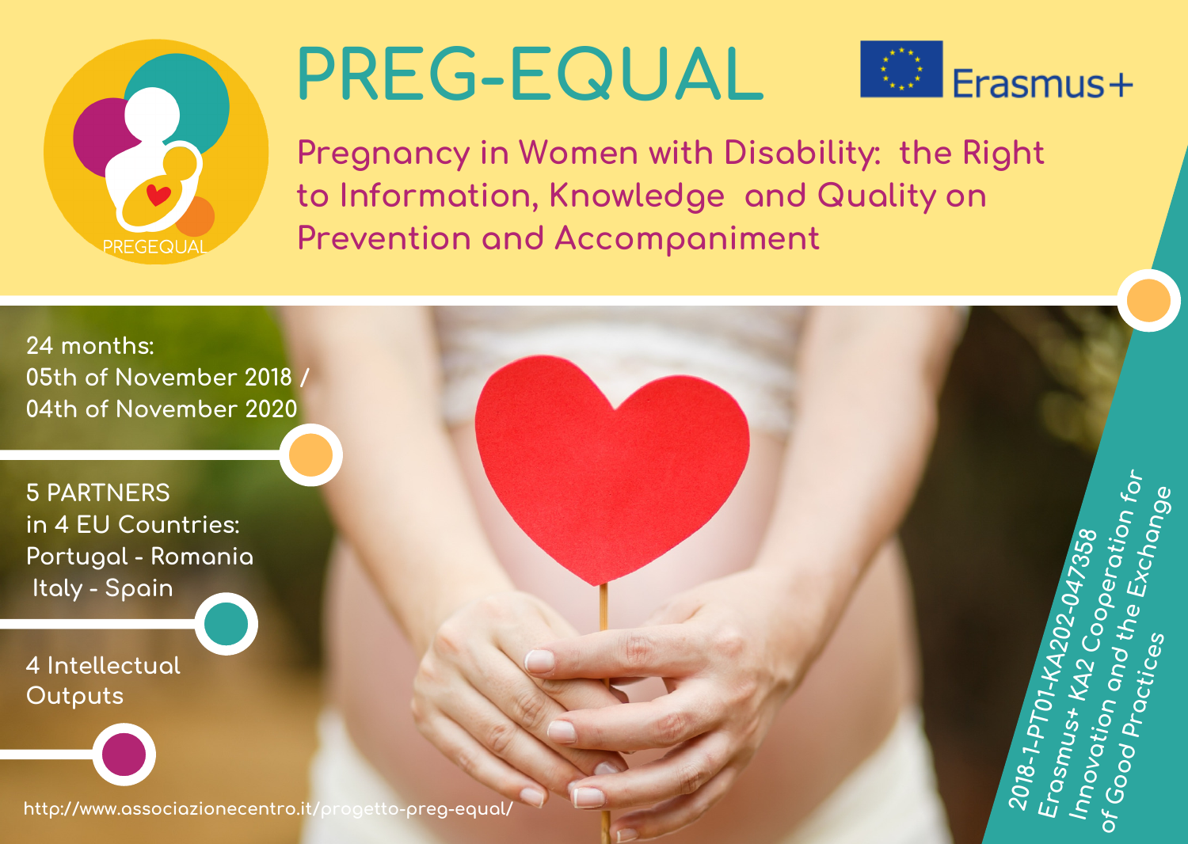# PREG-EQUAL

Erasmus+

PREGEQUAL

## Pregnancy in Women with Disability: the Right to Information, Knowledge and Quality on Prevention and Accompaniment

24 months:
05th of November 2018 /
04th of November 2020

5 PARTNERS
in 4 EU Countries:
Portugal - Romania
Italy - Spain

4 Intellectual Outputs

2018-1-PT01-KA202-047358
Erasmus+ KA2 Cooperation for Innovation and the Exchange of Good Practices

http://www.associazionecentro.it/progetto-preg-equal/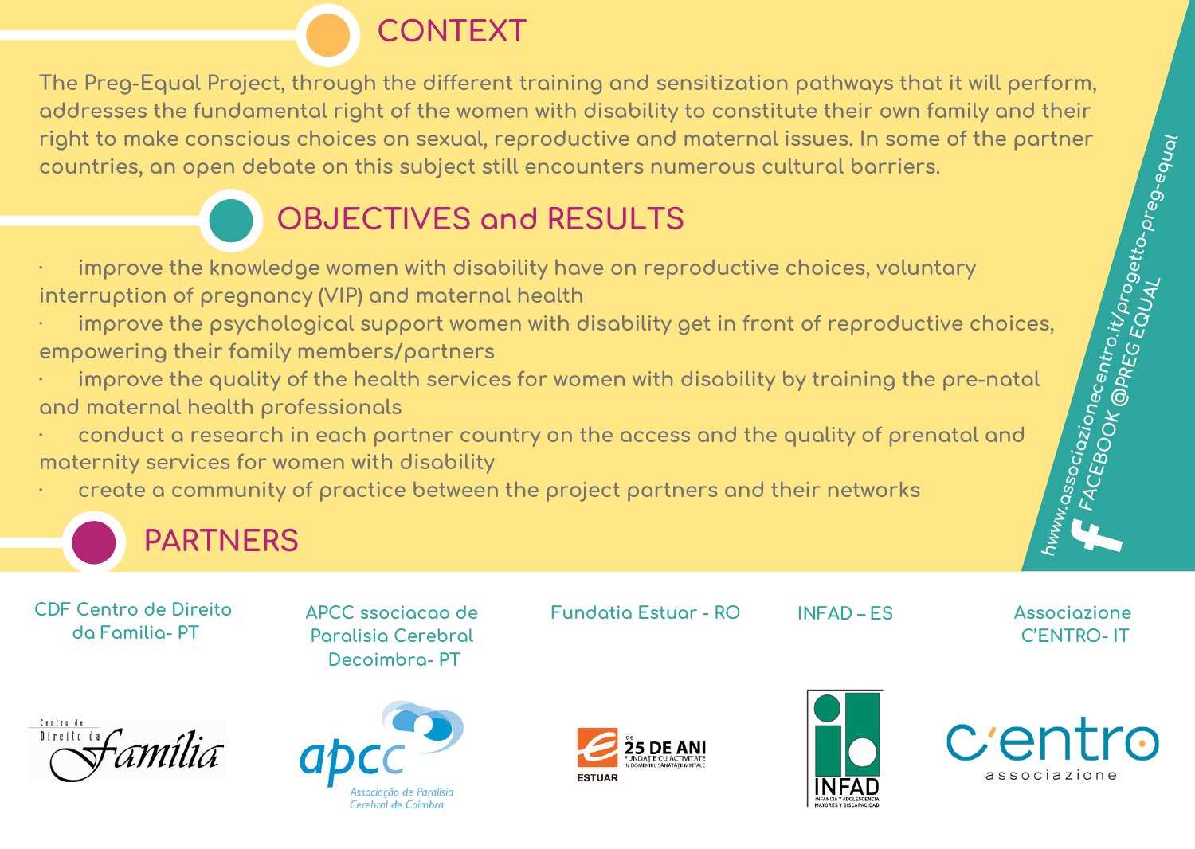## CONTEXT

The Preg-Equal Project, through the different training and sensitization pathways that it will perform, addresses the fundamental right of the women with disability to constitute their own family and their right to make conscious choices on sexual, reproductive and maternal issues. In some of the partner countries, an open debate on this subject still encounters numerous cultural barriers.

## OBJECTIVES and RESULTS

- improve the knowledge women with disability have on reproductive choices, voluntary interruption of pregnancy (VIP) and maternal health
- improve the psychological support women with disability get in front of reproductive choices, empowering their family members/partners
- improve the quality of the health services for women with disability by training the pre-natal and maternal health professionals
- conduct a research in each partner country on the access and the quality of prenatal and maternity services for women with disability
- create a community of practice between the project partners and their networks

hwww.associazionecentro.it/progetto-preg-equal

FACEBOOK @PREG EQUAL

## PARTNERS

CDF Centro de Direito da Familia- PT

APCC ssociacao de Paralisia Cerebral Decoimbra- PT

Fundatia Estuar - RO

INFAD – ES

Associazione C'ENTRO- IT

Centro de Direito da Família

apcc Associação de Paralisia Cerebral de Coimbra

ESTUAR de 25 DE ANI FUNDAȚIE CU ACTIVITATE ÎN DOMENIUL SĂNĂTĂȚII MINTALE

INFAD INFANCIA Y ADOLESCENCIA MAYORES Y DISCAPACIDAD

c'entro associazione